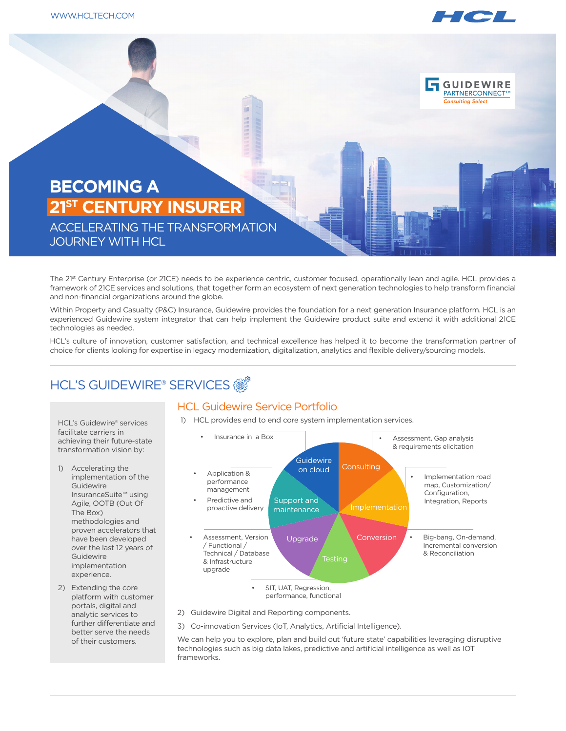# BECOMING A 21ST CENTURY INSURER

## ACCELERATING THE TRANSFORMATION JOURNEY WITH HCL

GUIDEWIRE PARTNERCONNECT™ Consulting Select

The 21st Century Enterprise (or 21CE) needs to be experience centric, customer focused, operationally lean and agile. HCL provides a framework of 21CE services and solutions, that together form an ecosystem of next generation technologies to help transform financial and non-financial organizations around the globe.

Within Property and Casualty (P&C) Insurance, Guidewire provides the foundation for a next generation Insurance platform. HCL is an experienced Guidewire system integrator that can help implement the Guidewire product suite and extend it with additional 21CE technologies as needed.

HCL's culture of innovation, customer satisfaction, and technical excellence has helped it to become the transformation partner of choice for clients looking for expertise in legacy modernization, digitalization, analytics and flexible delivery/sourcing models.

## HCL'S GUIDEWIRE® SERVICES

HCL's Guidewire® services facilitate carriers in achieving their future-state transformation vision by:

1) Accelerating the implementation of the Guidewire InsuranceSuite™ using Agile, OOTB (Out Of The Box) methodologies and proven accelerators that have been developed over the last 12 years of Guidewire implementation experience.
2) Extending the core platform with customer portals, digital and analytic services to further differentiate and better serve the needs of their customers.

### HCL Guidewire Service Portfolio

1) HCL provides end to end core system implementation services.

- **Guidewire on cloud**
  - Insurance in a Box
- **Consulting**
  - Assessment, Gap analysis & requirements elicitation
- **Implementation**
  - Implementation road map, Customization/ Configuration, Integration, Reports
- **Conversion**
  - Big-bang, On-demand, Incremental conversion & Reconciliation
- **Testing**
  - SIT, UAT, Regression, performance, functional
- **Upgrade**
  - Assessment, Version / Functional / Technical / Database & Infrastructure upgrade
- **Support and maintenance**
  - Application & performance management
  - Predictive and proactive delivery

2) Guidewire Digital and Reporting components.

3) Co-innovation Services (IoT, Analytics, Artificial Intelligence).

We can help you to explore, plan and build out 'future state' capabilities leveraging disruptive technologies such as big data lakes, predictive and artificial intelligence as well as IOT frameworks.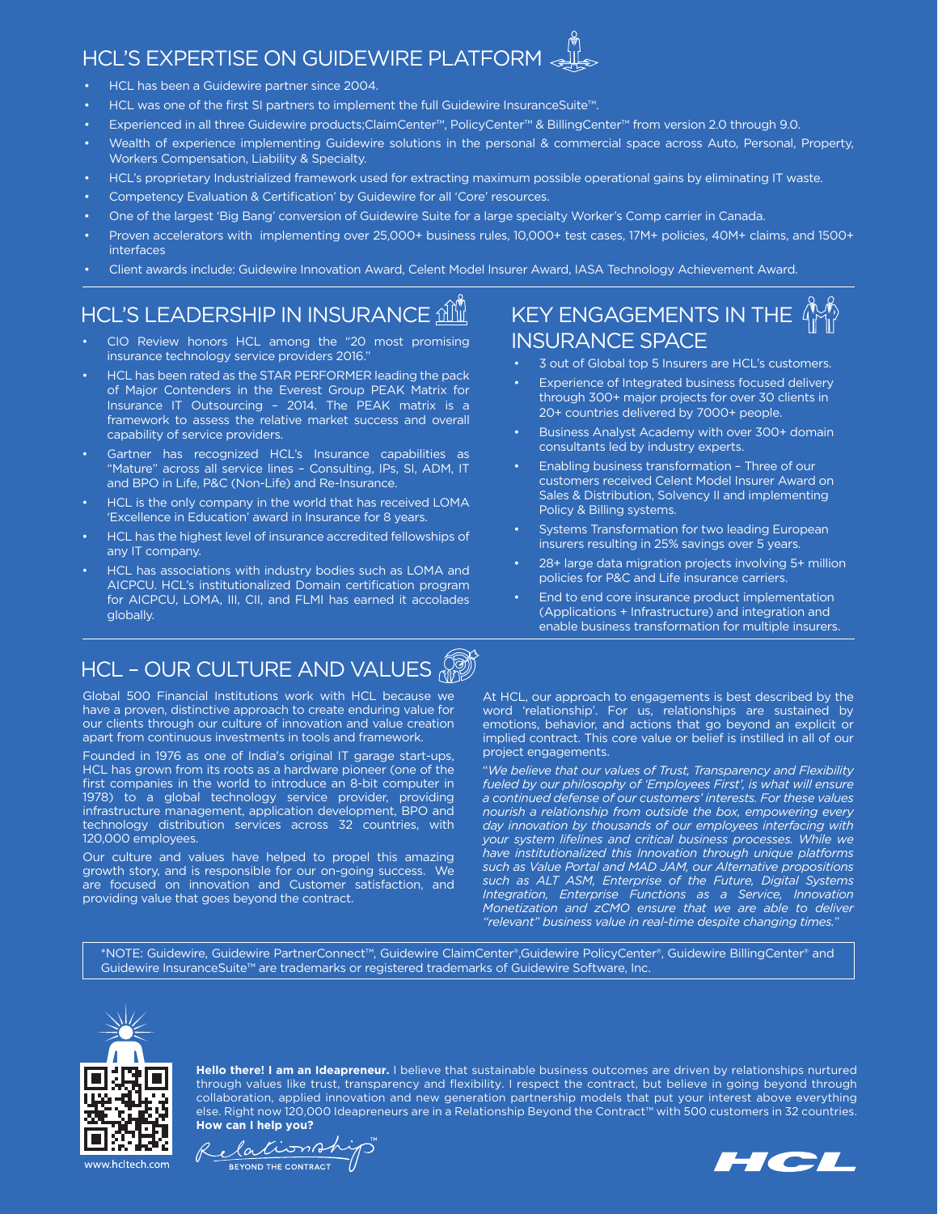## HCL'S EXPERTISE ON GUIDEWIRE PLATFORM

- HCL has been a Guidewire partner since 2004.
- HCL was one of the first SI partners to implement the full Guidewire InsuranceSuite™.
- Experienced in all three Guidewire products;ClaimCenter™, PolicyCenter™ & BillingCenter™ from version 2.0 through 9.0.
- Wealth of experience implementing Guidewire solutions in the personal & commercial space across Auto, Personal, Property, Workers Compensation, Liability & Specialty.
- HCL's proprietary Industrialized framework used for extracting maximum possible operational gains by eliminating IT waste.
- Competency Evaluation & Certification' by Guidewire for all 'Core' resources.
- One of the largest 'Big Bang' conversion of Guidewire Suite for a large specialty Worker's Comp carrier in Canada.
- Proven accelerators with implementing over 25,000+ business rules, 10,000+ test cases, 17M+ policies, 40M+ claims, and 1500+ interfaces
- Client awards include: Guidewire Innovation Award, Celent Model Insurer Award, IASA Technology Achievement Award.

## HCL'S LEADERSHIP IN INSURANCE

- CIO Review honors HCL among the "20 most promising insurance technology service providers 2016."
- HCL has been rated as the STAR PERFORMER leading the pack of Major Contenders in the Everest Group PEAK Matrix for Insurance IT Outsourcing – 2014. The PEAK matrix is a framework to assess the relative market success and overall capability of service providers.
- Gartner has recognized HCL's Insurance capabilities as "Mature" across all service lines – Consulting, IPs, SI, ADM, IT and BPO in Life, P&C (Non-Life) and Re-Insurance.
- HCL is the only company in the world that has received LOMA 'Excellence in Education' award in Insurance for 8 years.
- HCL has the highest level of insurance accredited fellowships of any IT company.
- HCL has associations with industry bodies such as LOMA and AICPCU. HCL's institutionalized Domain certification program for AICPCU, LOMA, III, CII, and FLMI has earned it accolades globally.

## KEY ENGAGEMENTS IN THE INSURANCE SPACE

- 3 out of Global top 5 Insurers are HCL's customers.
- Experience of Integrated business focused delivery through 300+ major projects for over 30 clients in 20+ countries delivered by 7000+ people.
- Business Analyst Academy with over 300+ domain consultants led by industry experts.
- Enabling business transformation – Three of our customers received Celent Model Insurer Award on Sales & Distribution, Solvency II and implementing Policy & Billing systems.
- Systems Transformation for two leading European insurers resulting in 25% savings over 5 years.
- 28+ large data migration projects involving 5+ million policies for P&C and Life insurance carriers.
- End to end core insurance product implementation (Applications + Infrastructure) and integration and enable business transformation for multiple insurers.

## HCL – OUR CULTURE AND VALUES

Global 500 Financial Institutions work with HCL because we have a proven, distinctive approach to create enduring value for our clients through our culture of innovation and value creation apart from continuous investments in tools and framework.

Founded in 1976 as one of India's original IT garage start-ups, HCL has grown from its roots as a hardware pioneer (one of the first companies in the world to introduce an 8-bit computer in 1978) to a global technology service provider, providing infrastructure management, application development, BPO and technology distribution services across 32 countries, with 120,000 employees.

Our culture and values have helped to propel this amazing growth story, and is responsible for our on-going success. We are focused on innovation and Customer satisfaction, and providing value that goes beyond the contract.

At HCL, our approach to engagements is best described by the word 'relationship'. For us, relationships are sustained by emotions, behavior, and actions that go beyond an explicit or implied contract. This core value or belief is instilled in all of our project engagements.

"*We believe that our values of Trust, Transparency and Flexibility fueled by our philosophy of 'Employees First', is what will ensure a continued defense of our customers' interests. For these values nourish a relationship from outside the box, empowering every day innovation by thousands of our employees interfacing with your system lifelines and critical business processes. While we have institutionalized this Innovation through unique platforms such as Value Portal and MAD JAM, our Alternative propositions such as ALT ASM, Enterprise of the Future, Digital Systems Integration, Enterprise Functions as a Service, Innovation Monetization and zCMO ensure that we are able to deliver "relevant" business value in real-time despite changing times.*"

*NOTE: Guidewire, Guidewire PartnerConnect™, Guidewire ClaimCenter®,Guidewire PolicyCenter®, Guidewire BillingCenter® and Guidewire InsuranceSuite™ are trademarks or registered trademarks of Guidewire Software, Inc.

**Hello there! I am an Ideapreneur.** I believe that sustainable business outcomes are driven by relationships nurtured through values like trust, transparency and flexibility. I respect the contract, but believe in going beyond through collaboration, applied innovation and new generation partnership models that put your interest above everything else. Right now 120,000 Ideapreneurs are in a Relationship Beyond the Contract™ with 500 customers in 32 countries. **How can I help you?**

Relationship™ BEYOND THE CONTRACT

www.hcltech.com

HCL